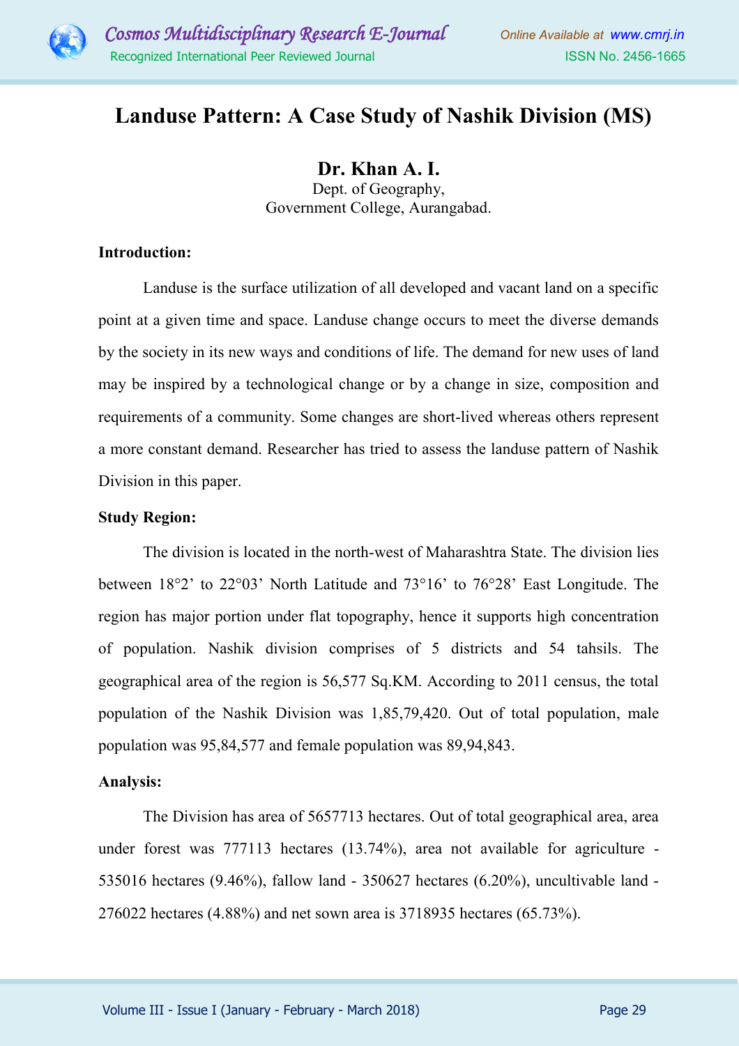# Landuse Pattern: A Case Study of Nashik Division (MS)

**Dr. Khan A. I.**
Dept. of Geography,
Government College, Aurangabad.

**Introduction:**

Landuse is the surface utilization of all developed and vacant land on a specific point at a given time and space. Landuse change occurs to meet the diverse demands by the society in its new ways and conditions of life. The demand for new uses of land may be inspired by a technological change or by a change in size, composition and requirements of a community. Some changes are short-lived whereas others represent a more constant demand. Researcher has tried to assess the landuse pattern of Nashik Division in this paper.

**Study Region:**

The division is located in the north-west of Maharashtra State. The division lies between 18°2' to 22°03' North Latitude and 73°16' to 76°28' East Longitude. The region has major portion under flat topography, hence it supports high concentration of population. Nashik division comprises of 5 districts and 54 tahsils. The geographical area of the region is 56,577 Sq.KM. According to 2011 census, the total population of the Nashik Division was 1,85,79,420. Out of total population, male population was 95,84,577 and female population was 89,94,843.

**Analysis:**

The Division has area of 5657713 hectares. Out of total geographical area, area under forest was 777113 hectares (13.74%), area not available for agriculture - 535016 hectares (9.46%), fallow land - 350627 hectares (6.20%), uncultivable land - 276022 hectares (4.88%) and net sown area is 3718935 hectares (65.73%).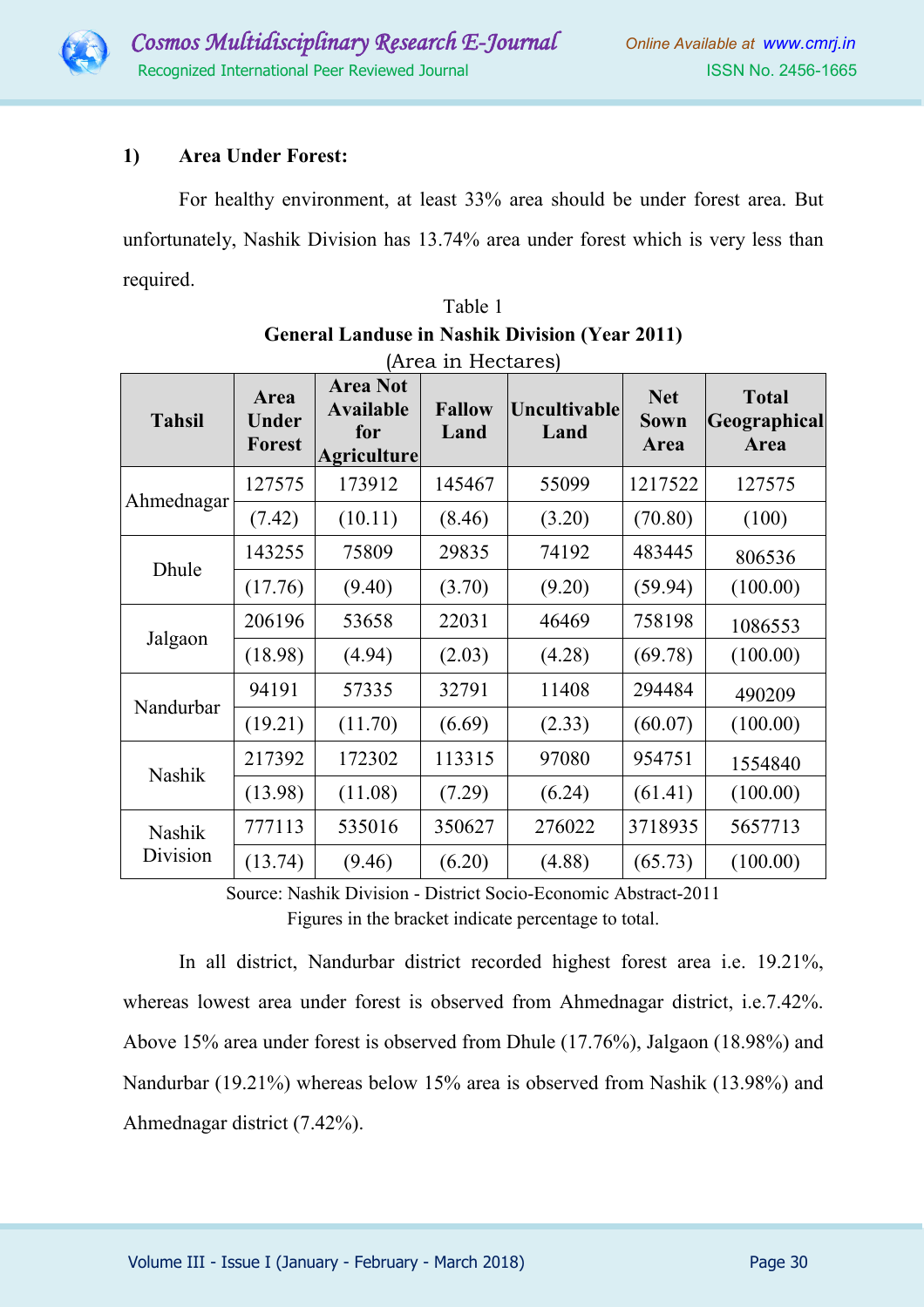**1) Area Under Forest:**

For healthy environment, at least 33% area should be under forest area. But unfortunately, Nashik Division has 13.74% area under forest which is very less than required.

Table 1

**General Landuse in Nashik Division (Year 2011)**

(Area in Hectares)

| Tahsil | Area Under Forest | Area Not Available for Agriculture | Fallow Land | Uncultivable Land | Net Sown Area | Total Geographical Area |
|---|---|---|---|---|---|---|
| Ahmednagar | 127575 | 173912 | 145467 | 55099 | 1217522 | 127575 |
| | (7.42) | (10.11) | (8.46) | (3.20) | (70.80) | (100) |
| Dhule | 143255 | 75809 | 29835 | 74192 | 483445 | 806536 |
| | (17.76) | (9.40) | (3.70) | (9.20) | (59.94) | (100.00) |
| Jalgaon | 206196 | 53658 | 22031 | 46469 | 758198 | 1086553 |
| | (18.98) | (4.94) | (2.03) | (4.28) | (69.78) | (100.00) |
| Nandurbar | 94191 | 57335 | 32791 | 11408 | 294484 | 490209 |
| | (19.21) | (11.70) | (6.69) | (2.33) | (60.07) | (100.00) |
| Nashik | 217392 | 172302 | 113315 | 97080 | 954751 | 1554840 |
| | (13.98) | (11.08) | (7.29) | (6.24) | (61.41) | (100.00) |
| Nashik Division | 777113 | 535016 | 350627 | 276022 | 3718935 | 5657713 |
| | (13.74) | (9.46) | (6.20) | (4.88) | (65.73) | (100.00) |

Source: Nashik Division - District Socio-Economic Abstract-2011

Figures in the bracket indicate percentage to total.

In all district, Nandurbar district recorded highest forest area i.e. 19.21%, whereas lowest area under forest is observed from Ahmednagar district, i.e.7.42%. Above 15% area under forest is observed from Dhule (17.76%), Jalgaon (18.98%) and Nandurbar (19.21%) whereas below 15% area is observed from Nashik (13.98%) and Ahmednagar district (7.42%).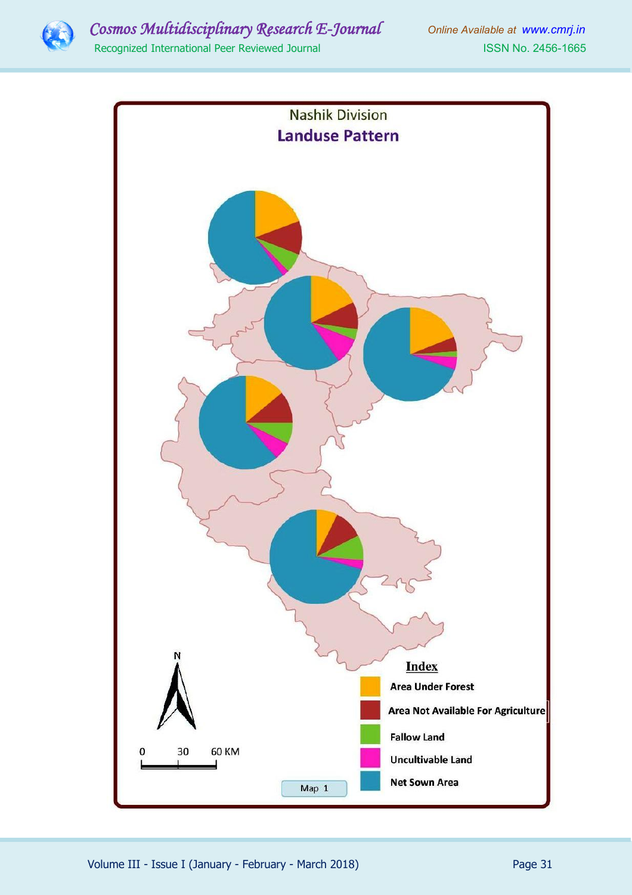Nashik Division

**Landuse Pattern**

**Index**

- Area Under Forest
- Area Not Available For Agriculture
- Fallow Land
- Uncultivable Land
- Net Sown Area

N

0 30 60 KM

Map 1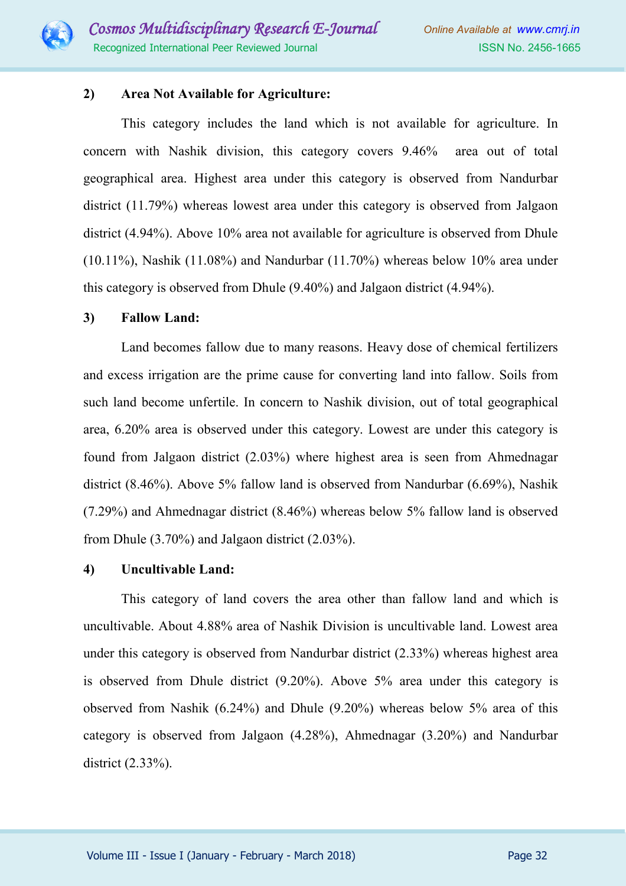**2) Area Not Available for Agriculture:**

This category includes the land which is not available for agriculture. In concern with Nashik division, this category covers 9.46% area out of total geographical area. Highest area under this category is observed from Nandurbar district (11.79%) whereas lowest area under this category is observed from Jalgaon district (4.94%). Above 10% area not available for agriculture is observed from Dhule (10.11%), Nashik (11.08%) and Nandurbar (11.70%) whereas below 10% area under this category is observed from Dhule (9.40%) and Jalgaon district (4.94%).

**3) Fallow Land:**

Land becomes fallow due to many reasons. Heavy dose of chemical fertilizers and excess irrigation are the prime cause for converting land into fallow. Soils from such land become unfertile. In concern to Nashik division, out of total geographical area, 6.20% area is observed under this category. Lowest are under this category is found from Jalgaon district (2.03%) where highest area is seen from Ahmednagar district (8.46%). Above 5% fallow land is observed from Nandurbar (6.69%), Nashik (7.29%) and Ahmednagar district (8.46%) whereas below 5% fallow land is observed from Dhule (3.70%) and Jalgaon district (2.03%).

**4) Uncultivable Land:**

This category of land covers the area other than fallow land and which is uncultivable. About 4.88% area of Nashik Division is uncultivable land. Lowest area under this category is observed from Nandurbar district (2.33%) whereas highest area is observed from Dhule district (9.20%). Above 5% area under this category is observed from Nashik (6.24%) and Dhule (9.20%) whereas below 5% area of this category is observed from Jalgaon (4.28%), Ahmednagar (3.20%) and Nandurbar district (2.33%).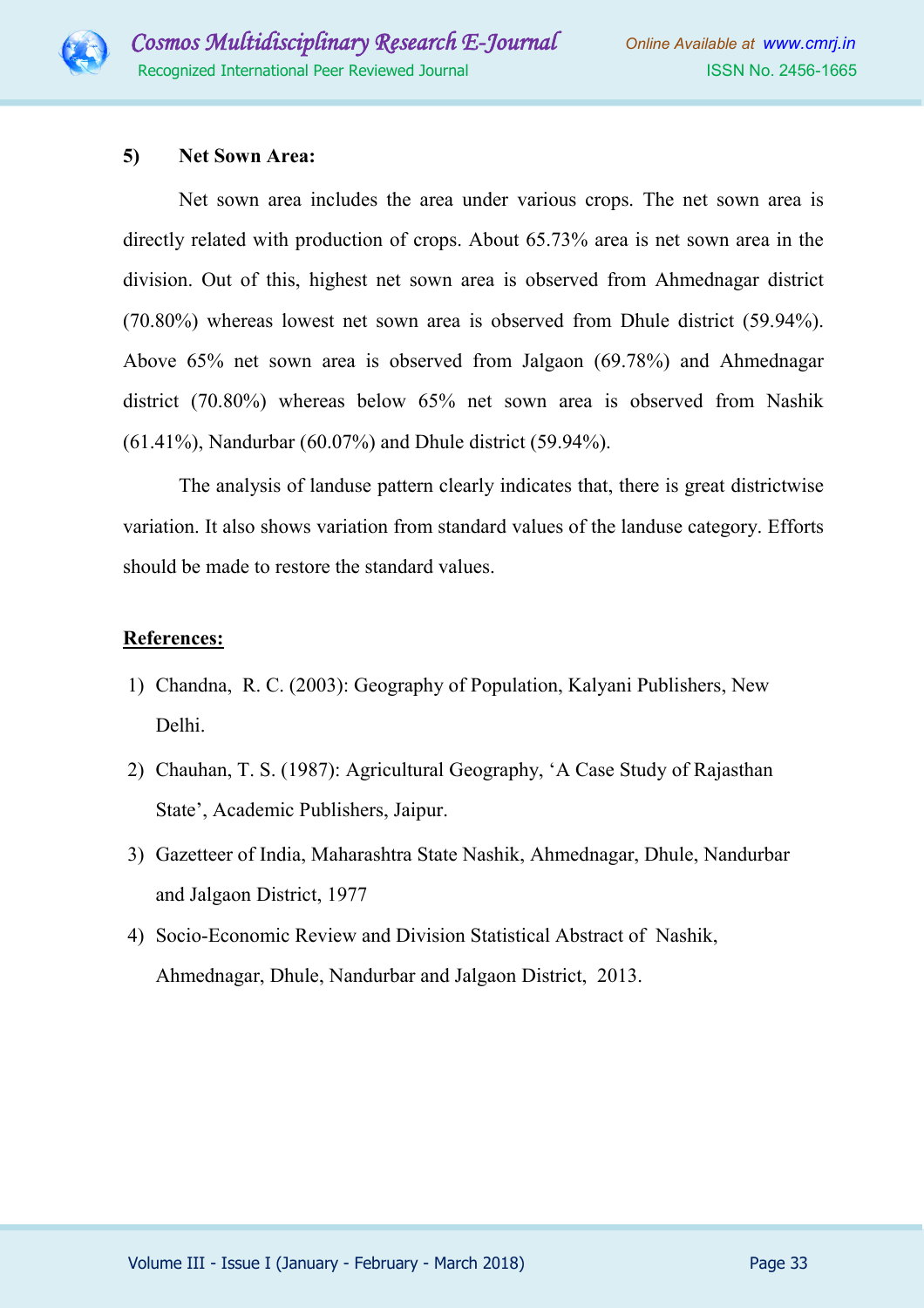### 5) Net Sown Area:

Net sown area includes the area under various crops. The net sown area is directly related with production of crops. About 65.73% area is net sown area in the division. Out of this, highest net sown area is observed from Ahmednagar district (70.80%) whereas lowest net sown area is observed from Dhule district (59.94%). Above 65% net sown area is observed from Jalgaon (69.78%) and Ahmednagar district (70.80%) whereas below 65% net sown area is observed from Nashik (61.41%), Nandurbar (60.07%) and Dhule district (59.94%).

The analysis of landuse pattern clearly indicates that, there is great districtwise variation. It also shows variation from standard values of the landuse category. Efforts should be made to restore the standard values.

## References:

1) Chandna, R. C. (2003): Geography of Population, Kalyani Publishers, New Delhi.
2) Chauhan, T. S. (1987): Agricultural Geography, 'A Case Study of Rajasthan State', Academic Publishers, Jaipur.
3) Gazetteer of India, Maharashtra State Nashik, Ahmednagar, Dhule, Nandurbar and Jalgaon District, 1977
4) Socio-Economic Review and Division Statistical Abstract of Nashik, Ahmednagar, Dhule, Nandurbar and Jalgaon District, 2013.